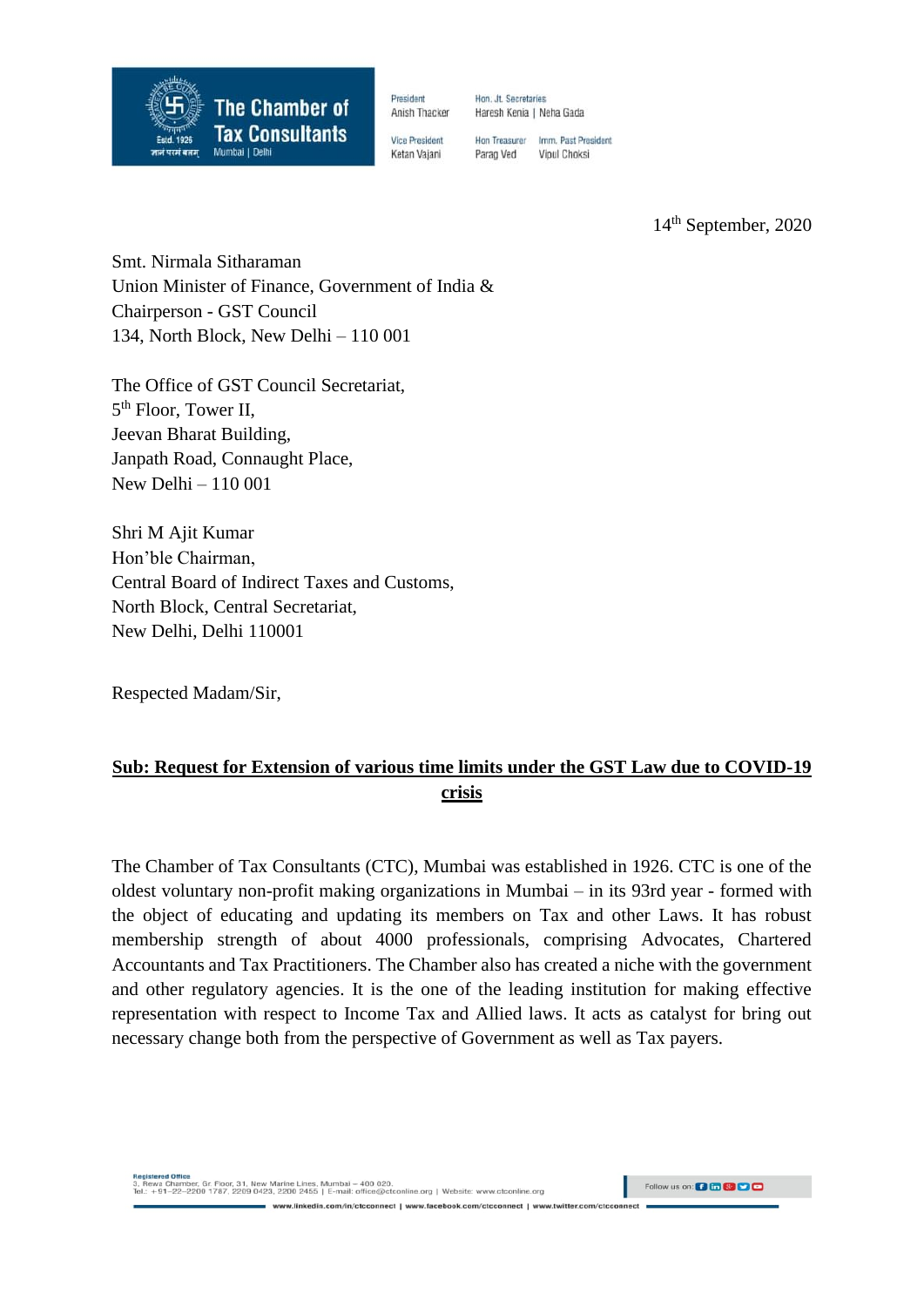**The Chamber of Tax Consultants**
Estd. 1926
Mumbai | Delhi

President
Anish Thacker

Vice President
Ketan Vajani

Hon. Jt. Secretaries
Haresh Kenia | Neha Gada

Hon Treasurer
Parag Ved

Imm. Past President
Vipul Choksi

14th September, 2020

Smt. Nirmala Sitharaman
Union Minister of Finance, Government of India &
Chairperson - GST Council
134, North Block, New Delhi – 110 001

The Office of GST Council Secretariat,
5th Floor, Tower II,
Jeevan Bharat Building,
Janpath Road, Connaught Place,
New Delhi – 110 001

Shri M Ajit Kumar
Hon'ble Chairman,
Central Board of Indirect Taxes and Customs,
North Block, Central Secretariat,
New Delhi, Delhi 110001

Respected Madam/Sir,

**Sub: Request for Extension of various time limits under the GST Law due to COVID-19 crisis**

The Chamber of Tax Consultants (CTC), Mumbai was established in 1926. CTC is one of the oldest voluntary non-profit making organizations in Mumbai – in its 93rd year - formed with the object of educating and updating its members on Tax and other Laws. It has robust membership strength of about 4000 professionals, comprising Advocates, Chartered Accountants and Tax Practitioners. The Chamber also has created a niche with the government and other regulatory agencies. It is the one of the leading institution for making effective representation with respect to Income Tax and Allied laws. It acts as catalyst for bring out necessary change both from the perspective of Government as well as Tax payers.

Registered Office
3, Rewa Chamber, Gr. Floor, 31, New Marine Lines, Mumbai – 400 020.
Tel.: +91-22-2200 1787, 2209 0423, 2200 2455 | E-mail: office@ctconline.org | Website: www.ctconline.org

Follow us on:

www.linkedin.com/in/ctcconnect | www.facebook.com/ctcconnect | www.twitter.com/ctcconnect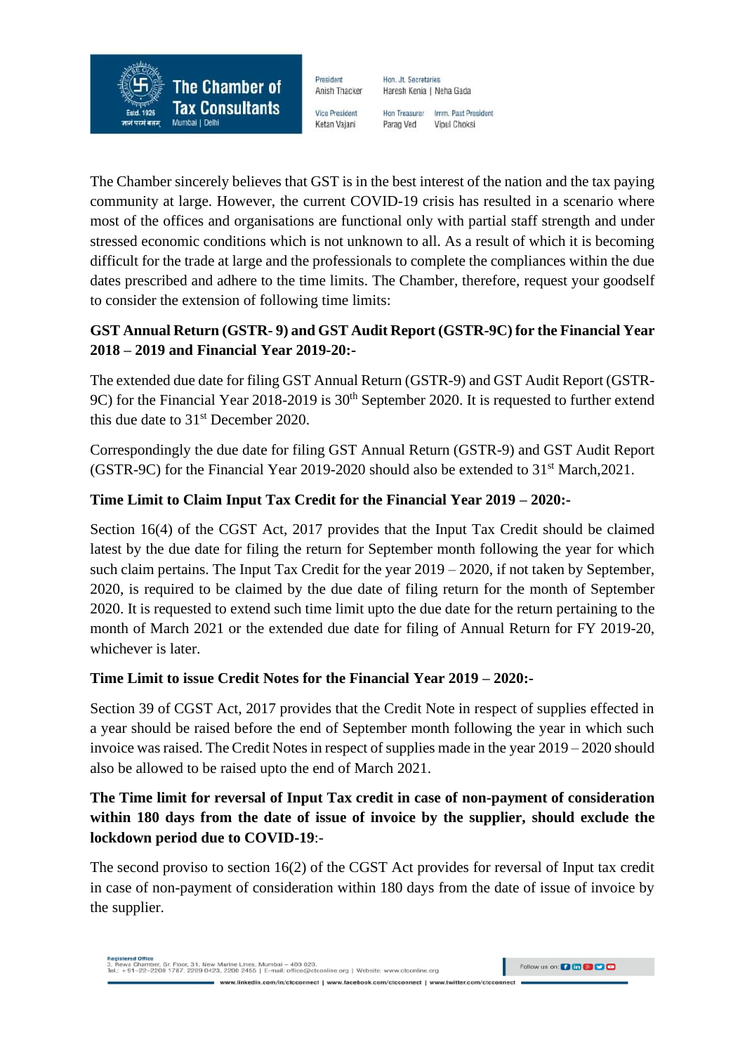The Chamber sincerely believes that GST is in the best interest of the nation and the tax paying community at large. However, the current COVID-19 crisis has resulted in a scenario where most of the offices and organisations are functional only with partial staff strength and under stressed economic conditions which is not unknown to all. As a result of which it is becoming difficult for the trade at large and the professionals to complete the compliances within the due dates prescribed and adhere to the time limits. The Chamber, therefore, request your goodself to consider the extension of following time limits:

**GST Annual Return (GSTR- 9) and GST Audit Report (GSTR-9C) for the Financial Year 2018 – 2019 and Financial Year 2019-20:-**

The extended due date for filing GST Annual Return (GSTR-9) and GST Audit Report (GSTR-9C) for the Financial Year 2018-2019 is 30th September 2020. It is requested to further extend this due date to 31st December 2020.

Correspondingly the due date for filing GST Annual Return (GSTR-9) and GST Audit Report (GSTR-9C) for the Financial Year 2019-2020 should also be extended to 31st March,2021.

**Time Limit to Claim Input Tax Credit for the Financial Year 2019 – 2020:-**

Section 16(4) of the CGST Act, 2017 provides that the Input Tax Credit should be claimed latest by the due date for filing the return for September month following the year for which such claim pertains. The Input Tax Credit for the year 2019 – 2020, if not taken by September, 2020, is required to be claimed by the due date of filing return for the month of September 2020. It is requested to extend such time limit upto the due date for the return pertaining to the month of March 2021 or the extended due date for filing of Annual Return for FY 2019-20, whichever is later.

**Time Limit to issue Credit Notes for the Financial Year 2019 – 2020:-**

Section 39 of CGST Act, 2017 provides that the Credit Note in respect of supplies effected in a year should be raised before the end of September month following the year in which such invoice was raised. The Credit Notes in respect of supplies made in the year 2019 – 2020 should also be allowed to be raised upto the end of March 2021.

**The Time limit for reversal of Input Tax credit in case of non-payment of consideration within 180 days from the date of issue of invoice by the supplier, should exclude the lockdown period due to COVID-19**:-

The second proviso to section 16(2) of the CGST Act provides for reversal of Input tax credit in case of non-payment of consideration within 180 days from the date of issue of invoice by the supplier.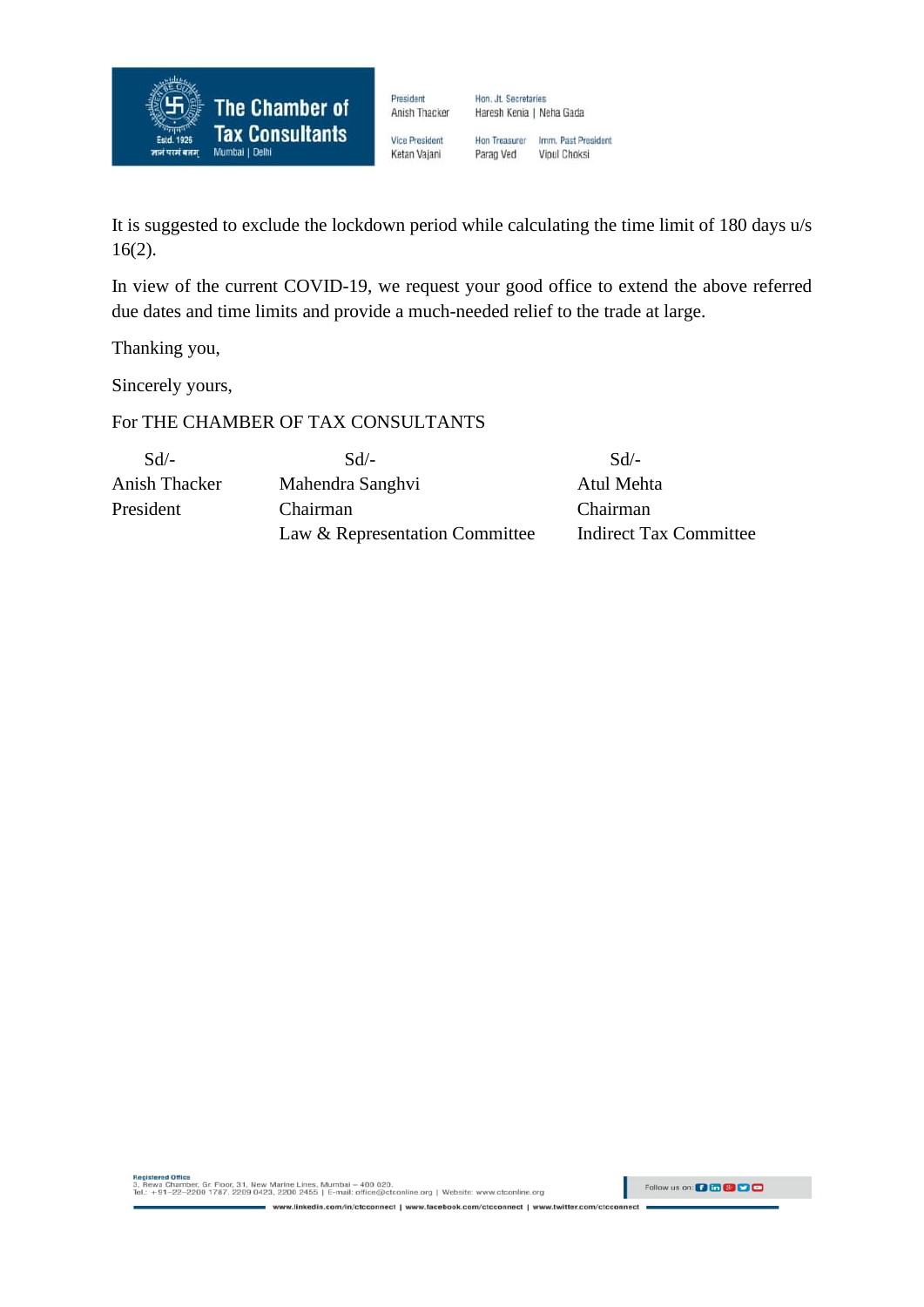It is suggested to exclude the lockdown period while calculating the time limit of 180 days u/s 16(2).

In view of the current COVID-19, we request your good office to extend the above referred due dates and time limits and provide a much-needed relief to the trade at large.

Thanking you,

Sincerely yours,

For THE CHAMBER OF TAX CONSULTANTS

| | | |
|---|---|---|
| Sd/- | Sd/- | Sd/- |
| Anish Thacker | Mahendra Sanghvi | Atul Mehta |
| President | Chairman | Chairman |
| | Law & Representation Committee | Indirect Tax Committee |